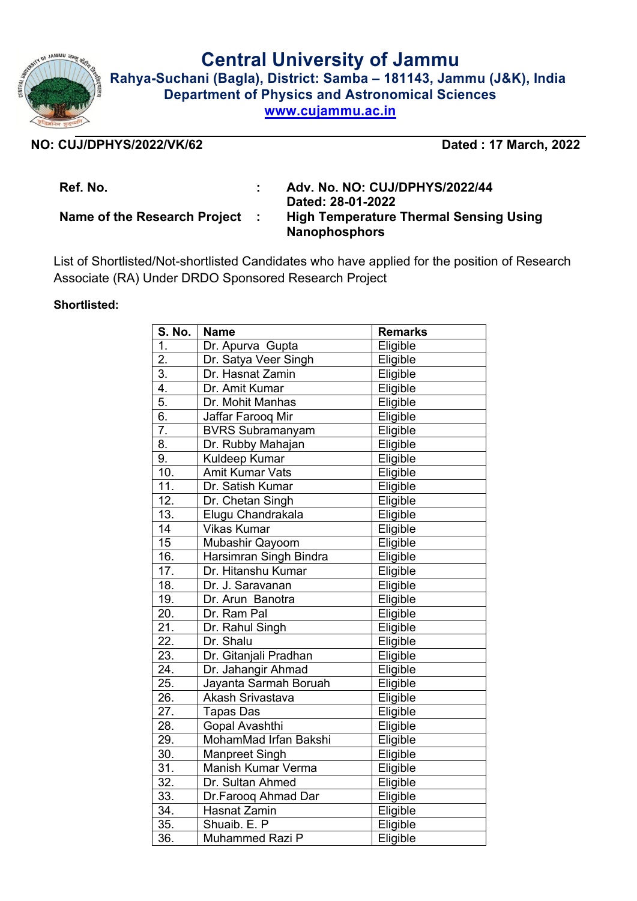# Central University of Jammu

**Rahya-Suchani (Bagla), District: Samba – 181143, Jammu (J&K), India**

**Department of Physics and Astronomical Sciences**

**www.cujammu.ac.in**

**NO: CUJ/DPHYS/2022/VK/62** | **Dated : 17 March, 2022**

**Ref. No.** : **Adv. No. NO: CUJ/DPHYS/2022/44 Dated: 28-01-2022**

**Name of the Research Project** : **High Temperature Thermal Sensing Using Nanophosphors**

List of Shortlisted/Not-shortlisted Candidates who have applied for the position of Research Associate (RA) Under DRDO Sponsored Research Project

**Shortlisted:**

| S. No. | Name | Remarks |
|---|---|---|
| 1. | Dr. Apurva Gupta | Eligible |
| 2. | Dr. Satya Veer Singh | Eligible |
| 3. | Dr. Hasnat Zamin | Eligible |
| 4. | Dr. Amit Kumar | Eligible |
| 5. | Dr. Mohit Manhas | Eligible |
| 6. | Jaffar Farooq Mir | Eligible |
| 7. | BVRS Subramanyam | Eligible |
| 8. | Dr. Rubby Mahajan | Eligible |
| 9. | Kuldeep Kumar | Eligible |
| 10. | Amit Kumar Vats | Eligible |
| 11. | Dr. Satish Kumar | Eligible |
| 12. | Dr. Chetan Singh | Eligible |
| 13. | Elugu Chandrakala | Eligible |
| 14 | Vikas Kumar | Eligible |
| 15 | Mubashir Qayoom | Eligible |
| 16. | Harsimran Singh Bindra | Eligible |
| 17. | Dr. Hitanshu Kumar | Eligible |
| 18. | Dr. J. Saravanan | Eligible |
| 19. | Dr. Arun Banotra | Eligible |
| 20. | Dr. Ram Pal | Eligible |
| 21. | Dr. Rahul Singh | Eligible |
| 22. | Dr. Shalu | Eligible |
| 23. | Dr. Gitanjali Pradhan | Eligible |
| 24. | Dr. Jahangir Ahmad | Eligible |
| 25. | Jayanta Sarmah Boruah | Eligible |
| 26. | Akash Srivastava | Eligible |
| 27. | Tapas Das | Eligible |
| 28. | Gopal Avashthi | Eligible |
| 29. | MohamMad Irfan Bakshi | Eligible |
| 30. | Manpreet Singh | Eligible |
| 31. | Manish Kumar Verma | Eligible |
| 32. | Dr. Sultan Ahmed | Eligible |
| 33. | Dr.Farooq Ahmad Dar | Eligible |
| 34. | Hasnat Zamin | Eligible |
| 35. | Shuaib. E. P | Eligible |
| 36. | Muhammed Razi P | Eligible |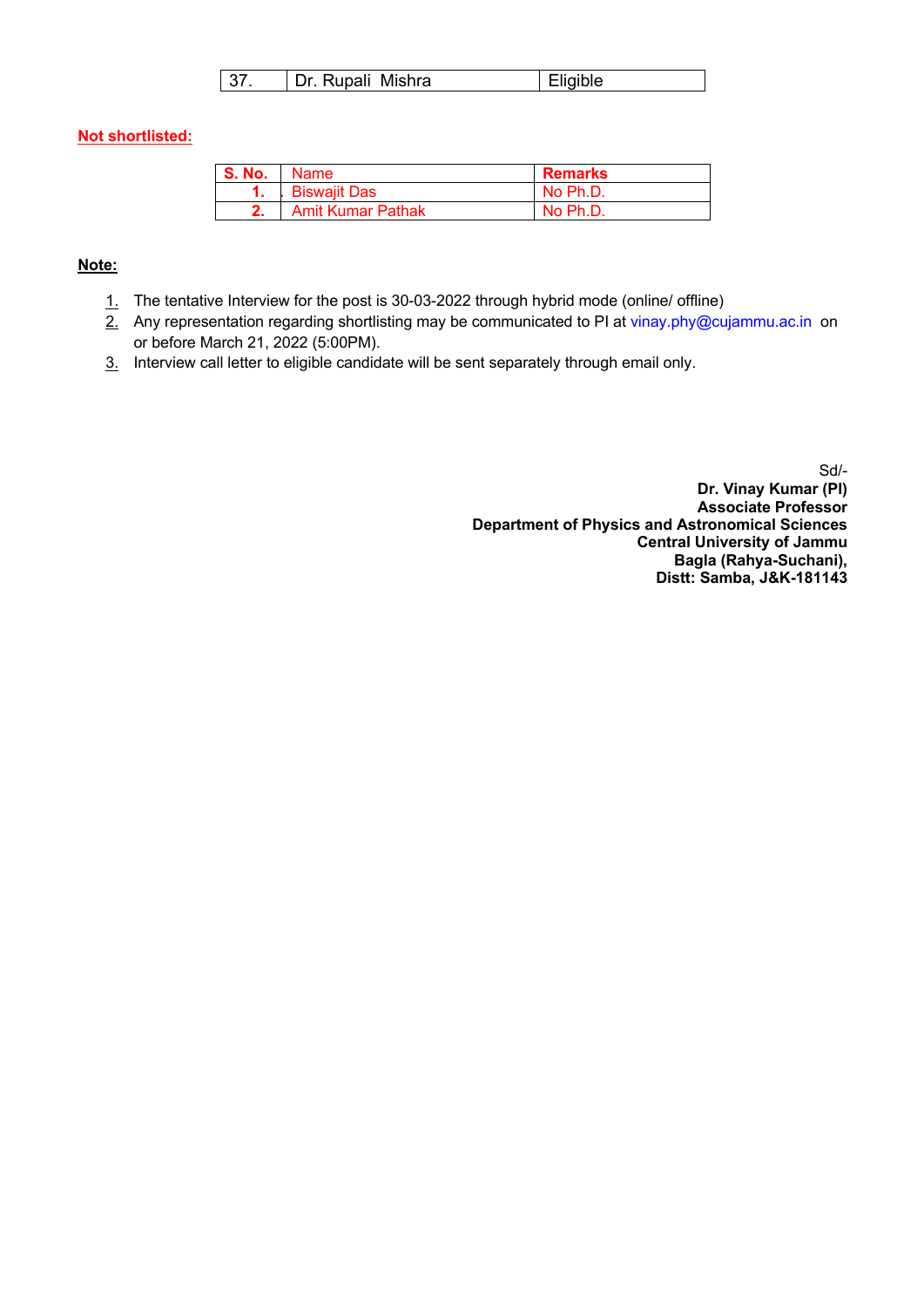| | | |
|---|---|---|
| 37. | Dr. Rupali Mishra | Eligible |

**Not shortlisted:**

| S. No. | Name | Remarks |
|---|---|---|
| 1. | Biswajit Das | No Ph.D. |
| 2. | Amit Kumar Pathak | No Ph.D. |

**Note:**

1. The tentative Interview for the post is 30-03-2022 through hybrid mode (online/ offline)
2. Any representation regarding shortlisting may be communicated to PI at vinay.phy@cujammu.ac.in on or before March 21, 2022 (5:00PM).
3. Interview call letter to eligible candidate will be sent separately through email only.

Sd/-
**Dr. Vinay Kumar (PI)**
**Associate Professor**
**Department of Physics and Astronomical Sciences**
**Central University of Jammu**
**Bagla (Rahya-Suchani),**
**Distt: Samba, J&K-181143**